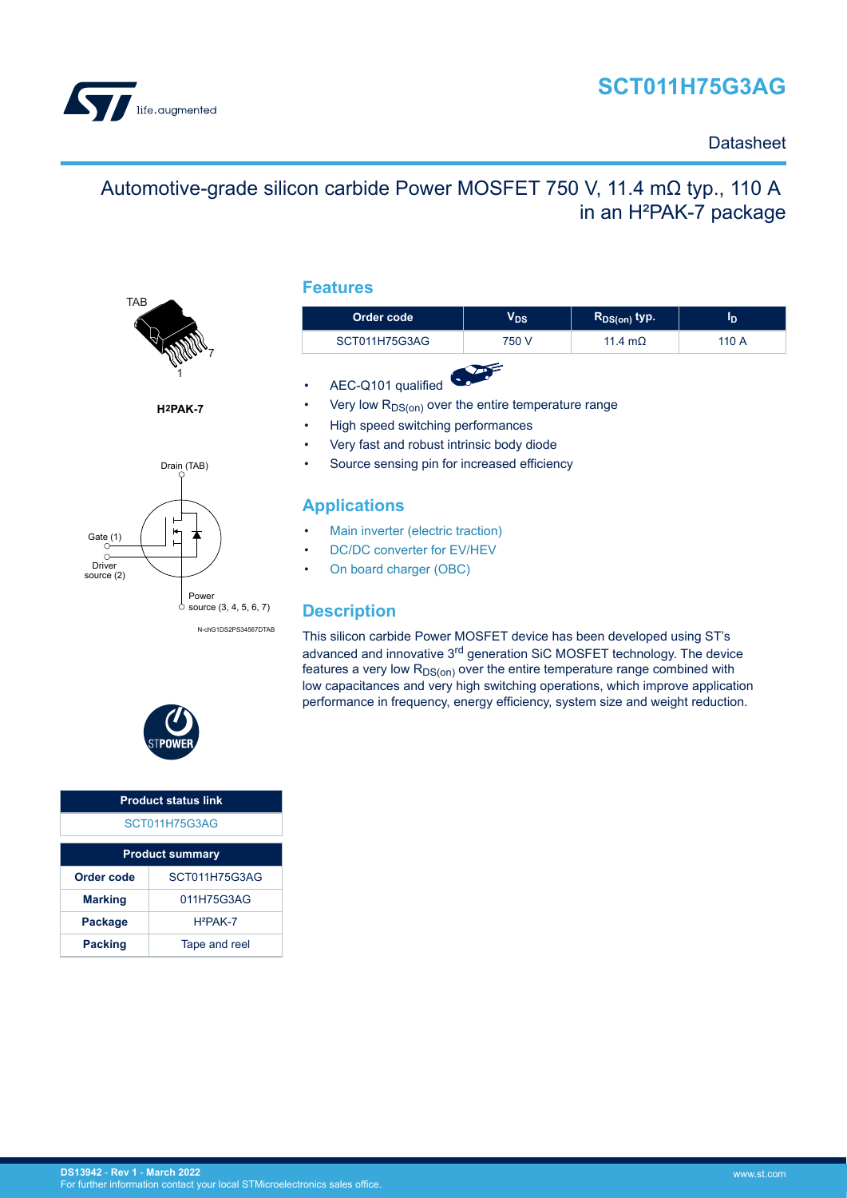# SCT011H75G3AG

Datasheet

## Automotive-grade silicon carbide Power MOSFET 750 V, 11.4 mΩ typ., 110 A in an H²PAK-7 package

TAB

H2PAK-7

Drain (TAB)

Gate (1)

Driver source (2)

Power source (3, 4, 5, 6, 7)

N-chG1DS2PS34567DTAB

| Product status link |
| --- |
| SCT011H75G3AG |

| Product summary | |
| --- | --- |
| Order code | SCT011H75G3AG |
| Marking | 011H75G3AG |
| Package | H²PAK-7 |
| Packing | Tape and reel |

## Features

| Order code | $V_{DS}$ | $R_{DS(on)}$ typ. | $I_D$ |
| --- | --- | --- | --- |
| SCT011H75G3AG | 750 V | 11.4 mΩ | 110 A |

- AEC-Q101 qualified
- Very low $R_{DS(on)}$ over the entire temperature range
- High speed switching performances
- Very fast and robust intrinsic body diode
- Source sensing pin for increased efficiency

## Applications

- Main inverter (electric traction)
- DC/DC converter for EV/HEV
- On board charger (OBC)

## Description

This silicon carbide Power MOSFET device has been developed using ST's advanced and innovative 3rd generation SiC MOSFET technology. The device features a very low $R_{DS(on)}$ over the entire temperature range combined with low capacitances and very high switching operations, which improve application performance in frequency, energy efficiency, system size and weight reduction.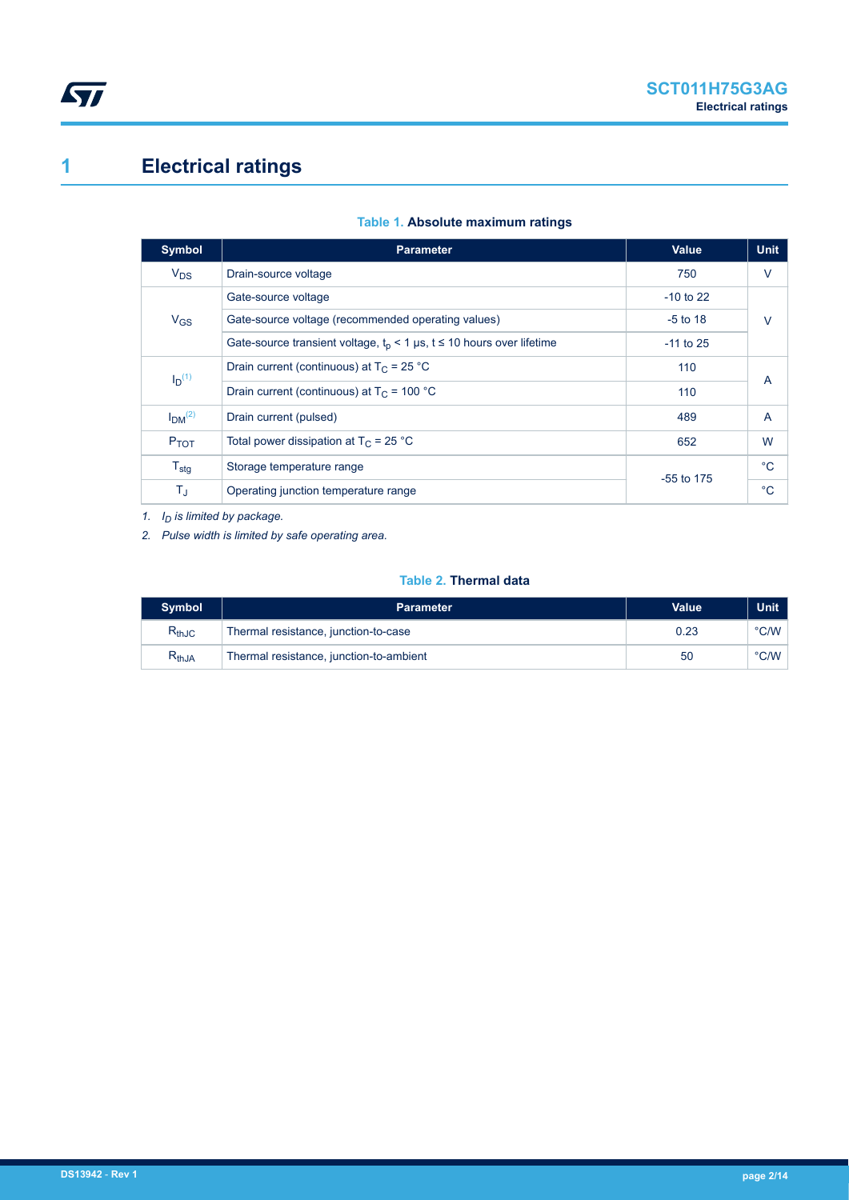# 1 Electrical ratings

**Table 1. Absolute maximum ratings**

| Symbol | Parameter | Value | Unit |
| --- | --- | --- | --- |
| $V_{DS}$ | Drain-source voltage | 750 | V |
| $V_{GS}$ | Gate-source voltage | -10 to 22 | V |
| | Gate-source voltage (recommended operating values) | -5 to 18 | |
| | Gate-source transient voltage, $t_p$ < 1 µs, t ≤ 10 hours over lifetime | -11 to 25 | |
| $I_D$ [(1)] | Drain current (continuous) at $T_C$ = 25 °C | 110 | A |
| | Drain current (continuous) at $T_C$ = 100 °C | 110 | |
| $I_{DM}$ [(2)] | Drain current (pulsed) | 489 | A |
| $P_{TOT}$ | Total power dissipation at $T_C$ = 25 °C | 652 | W |
| $T_{stg}$ | Storage temperature range | -55 to 175 | °C |
| $T_J$ | Operating junction temperature range | | °C |

1. *$I_D$ is limited by package.*
2. *Pulse width is limited by safe operating area.*

**Table 2. Thermal data**

| Symbol | Parameter | Value | Unit |
| --- | --- | --- | --- |
| $R_{thJC}$ | Thermal resistance, junction-to-case | 0.23 | °C/W |
| $R_{thJA}$ | Thermal resistance, junction-to-ambient | 50 | °C/W |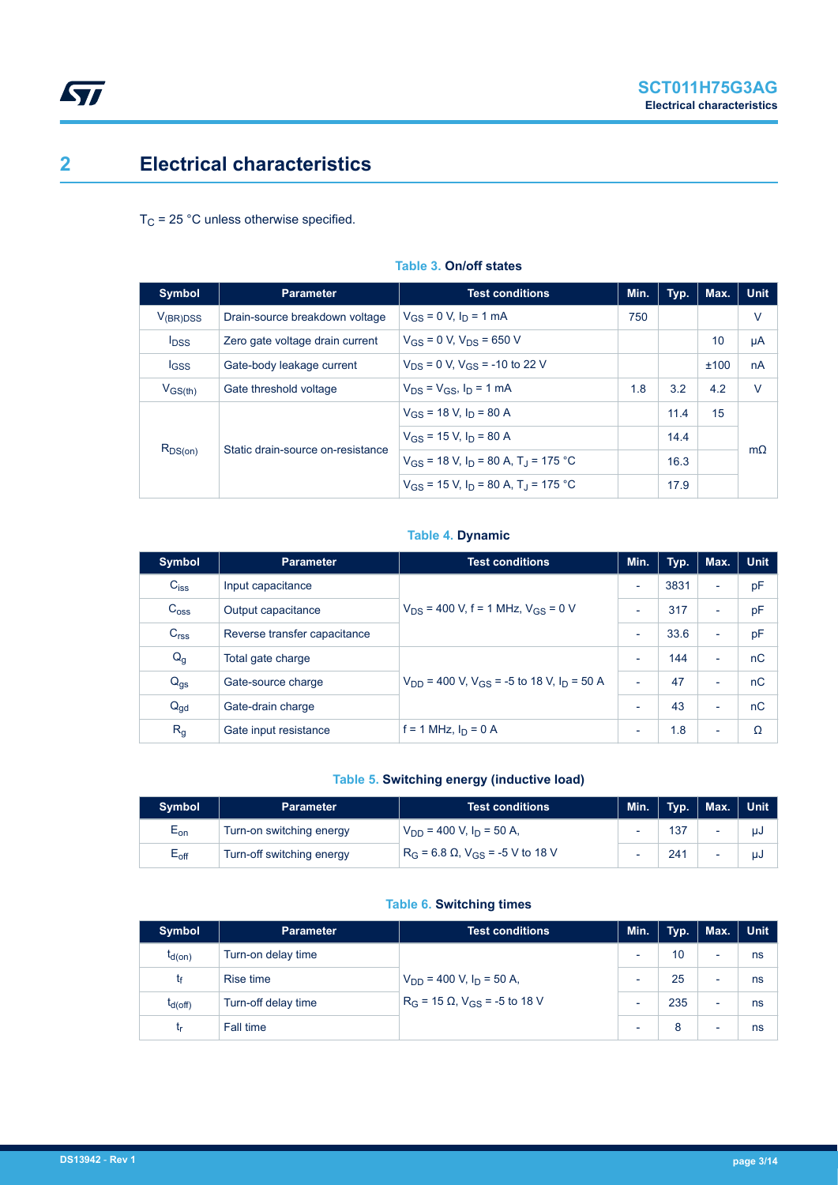# 2 Electrical characteristics

$T_C$ = 25 °C unless otherwise specified.

**Table 3. On/off states**

| Symbol | Parameter | Test conditions | Min. | Typ. | Max. | Unit |
|---|---|---|---|---|---|---|
| $V_{(BR)DSS}$ | Drain-source breakdown voltage | $V_{GS}$ = 0 V, $I_D$ = 1 mA | 750 | | | V |
| $I_{DSS}$ | Zero gate voltage drain current | $V_{GS}$ = 0 V, $V_{DS}$ = 650 V | | | 10 | µA |
| $I_{GSS}$ | Gate-body leakage current | $V_{DS}$ = 0 V, $V_{GS}$ = -10 to 22 V | | | ±100 | nA |
| $V_{GS(th)}$ | Gate threshold voltage | $V_{DS}$ = $V_{GS}$, $I_D$ = 1 mA | 1.8 | 3.2 | 4.2 | V |
| $R_{DS(on)}$ | Static drain-source on-resistance | $V_{GS}$ = 18 V, $I_D$ = 80 A | | 11.4 | 15 | mΩ |
| | | $V_{GS}$ = 15 V, $I_D$ = 80 A | | 14.4 | | |
| | | $V_{GS}$ = 18 V, $I_D$ = 80 A, $T_J$ = 175 °C | | 16.3 | | |
| | | $V_{GS}$ = 15 V, $I_D$ = 80 A, $T_J$ = 175 °C | | 17.9 | | |

**Table 4. Dynamic**

| Symbol | Parameter | Test conditions | Min. | Typ. | Max. | Unit |
|---|---|---|---|---|---|---|
| $C_{iss}$ | Input capacitance | $V_{DS}$ = 400 V, f = 1 MHz, $V_{GS}$ = 0 V | - | 3831 | - | pF |
| $C_{oss}$ | Output capacitance | | - | 317 | - | pF |
| $C_{rss}$ | Reverse transfer capacitance | | - | 33.6 | - | pF |
| $Q_g$ | Total gate charge | $V_{DD}$ = 400 V, $V_{GS}$ = -5 to 18 V, $I_D$ = 50 A | - | 144 | - | nC |
| $Q_{gs}$ | Gate-source charge | | - | 47 | - | nC |
| $Q_{gd}$ | Gate-drain charge | | - | 43 | - | nC |
| $R_g$ | Gate input resistance | f = 1 MHz, $I_D$ = 0 A | - | 1.8 | - | Ω |

**Table 5. Switching energy (inductive load)**

| Symbol | Parameter | Test conditions | Min. | Typ. | Max. | Unit |
|---|---|---|---|---|---|---|
| $E_{on}$ | Turn-on switching energy | $V_{DD}$ = 400 V, $I_D$ = 50 A, $R_G$ = 6.8 Ω, $V_{GS}$ = -5 V to 18 V | - | 137 | - | µJ |
| $E_{off}$ | Turn-off switching energy | | - | 241 | - | µJ |

**Table 6. Switching times**

| Symbol | Parameter | Test conditions | Min. | Typ. | Max. | Unit |
|---|---|---|---|---|---|---|
| $t_{d(on)}$ | Turn-on delay time | $V_{DD}$ = 400 V, $I_D$ = 50 A, $R_G$ = 15 Ω, $V_{GS}$ = -5 to 18 V | - | 10 | - | ns |
| $t_f$ | Rise time | | - | 25 | - | ns |
| $t_{d(off)}$ | Turn-off delay time | | - | 235 | - | ns |
| $t_r$ | Fall time | | - | 8 | - | ns |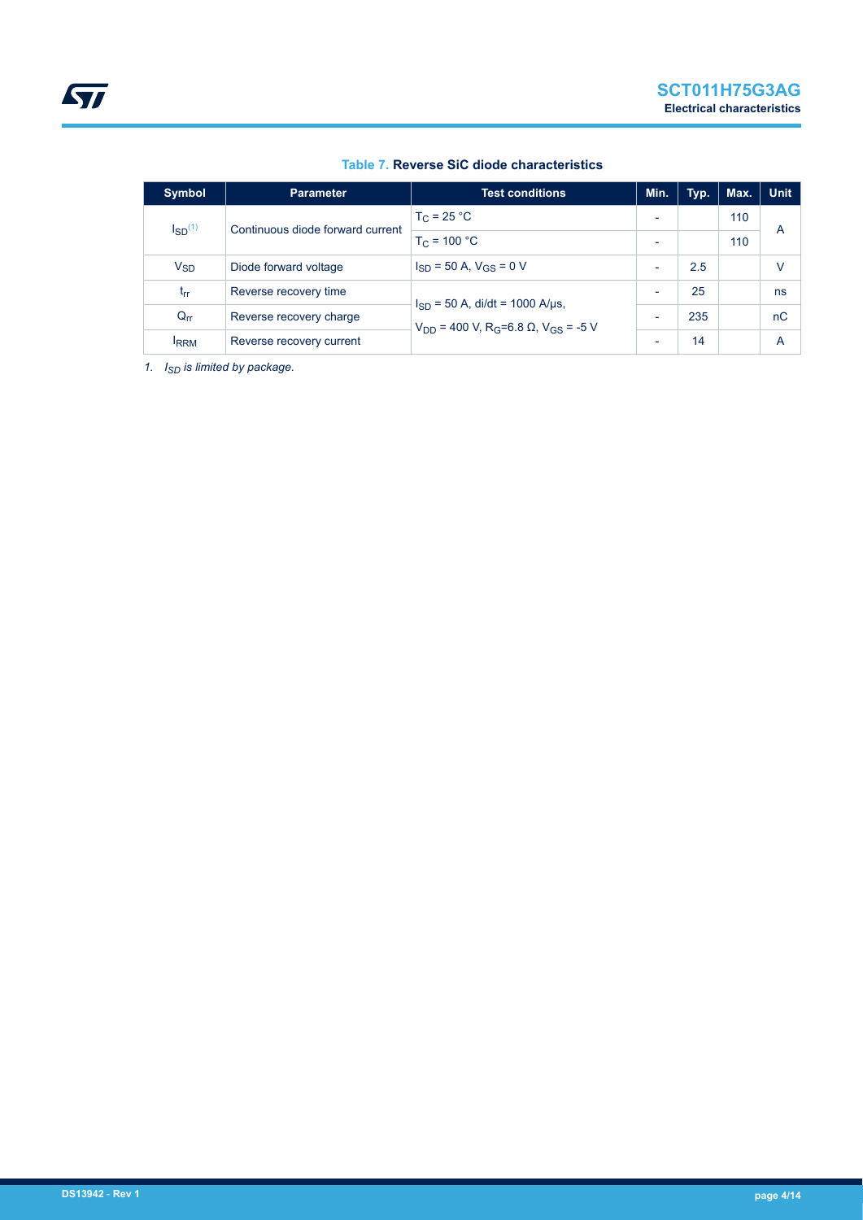**Table 7. Reverse SiC diode characteristics**

| Symbol | Parameter | Test conditions | Min. | Typ. | Max. | Unit |
|---|---|---|---|---|---|---|
| $I_{SD}$ [(1)] | Continuous diode forward current | $T_C$ = 25 °C | - | | 110 | A |
| | | $T_C$ = 100 °C | - | | 110 | |
| $V_{SD}$ | Diode forward voltage | $I_{SD}$ = 50 A, $V_{GS}$ = 0 V | - | 2.5 | | V |
| $t_{rr}$ | Reverse recovery time | $I_{SD}$ = 50 A, di/dt = 1000 A/µs, $V_{DD}$ = 400 V, $R_G$=6.8 Ω, $V_{GS}$ = -5 V | - | 25 | | ns |
| $Q_{rr}$ | Reverse recovery charge | | - | 235 | | nC |
| $I_{RRM}$ | Reverse recovery current | | - | 14 | | A |

1. *$I_{SD}$ is limited by package.*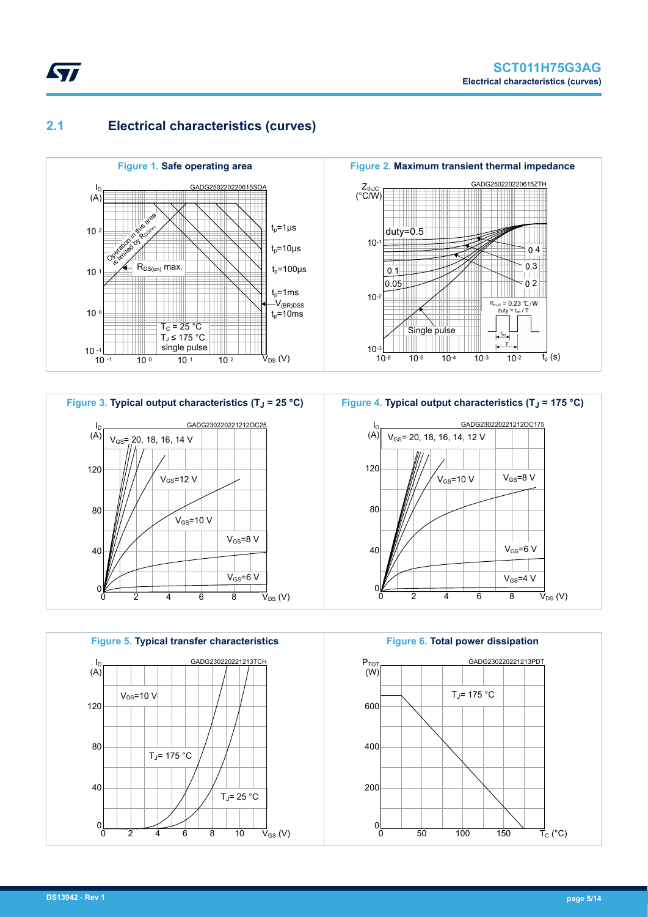## 2.1 Electrical characteristics (curves)

**Figure 1.** Safe operating area

**Figure 2.** Maximum transient thermal impedance

**Figure 3.** Typical output characteristics ($T_J$ = 25 °C)

**Figure 4.** Typical output characteristics ($T_J$ = 175 °C)

**Figure 5.** Typical transfer characteristics

**Figure 6.** Total power dissipation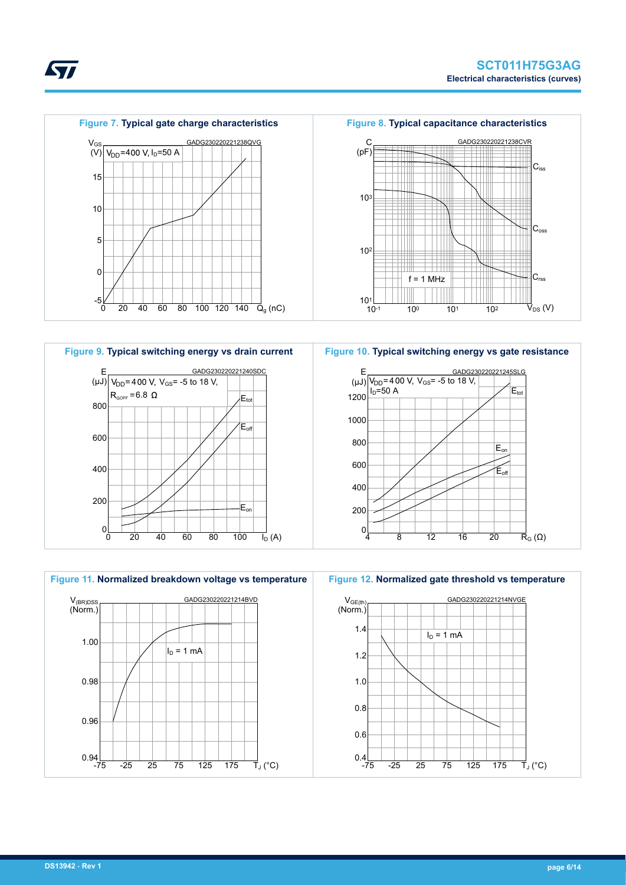**Figure 7. Typical gate charge characteristics**

**Figure 8. Typical capacitance characteristics**

**Figure 9. Typical switching energy vs drain current**

**Figure 10. Typical switching energy vs gate resistance**

**Figure 11. Normalized breakdown voltage vs temperature**

**Figure 12. Normalized gate threshold vs temperature**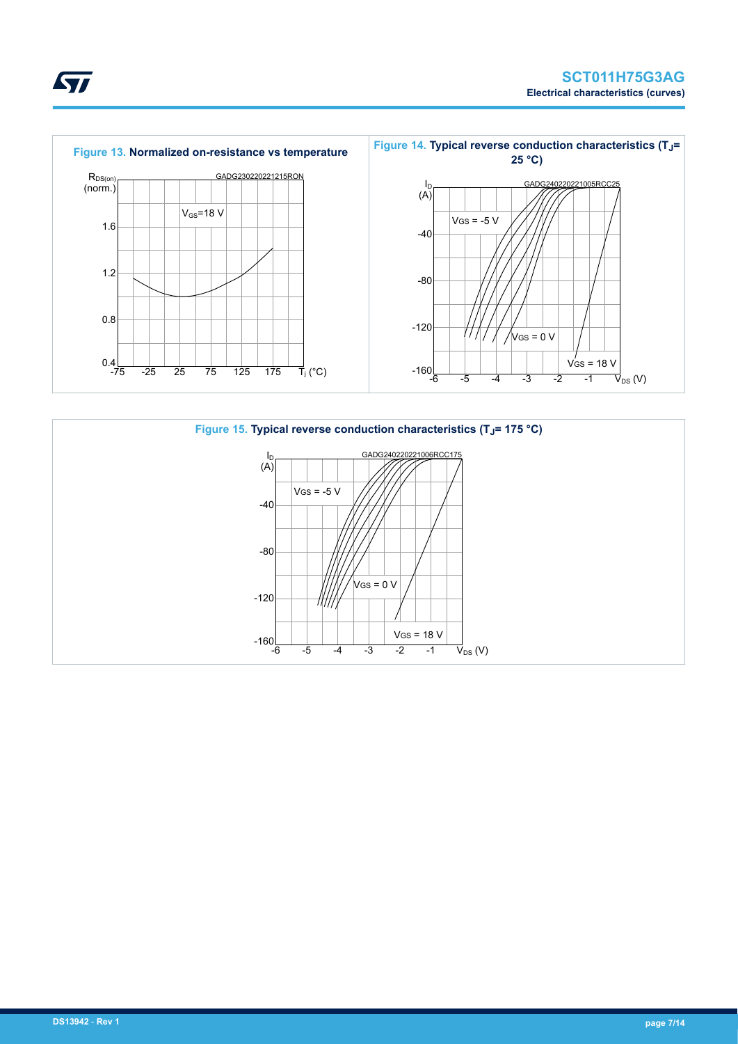Figure 13. Normalized on-resistance vs temperature

Figure 14. Typical reverse conduction characteristics ($T_J$= 25 °C)

Figure 15. Typical reverse conduction characteristics ($T_J$= 175 °C)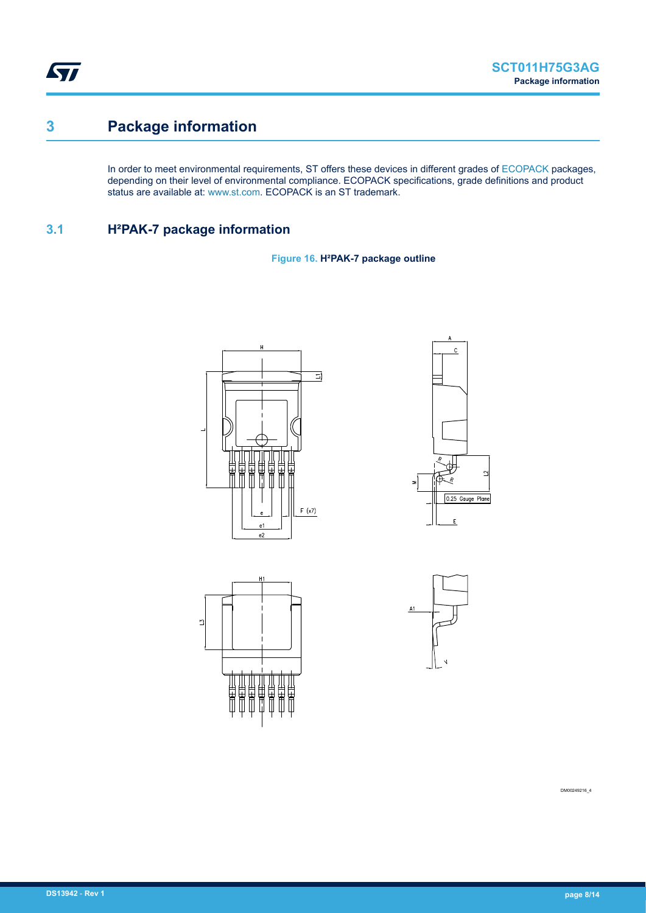# 3 Package information

In order to meet environmental requirements, ST offers these devices in different grades of ECOPACK packages, depending on their level of environmental compliance. ECOPACK specifications, grade definitions and product status are available at: www.st.com. ECOPACK is an ST trademark.

## 3.1 H²PAK-7 package information

**Figure 16. H²PAK-7 package outline**

DM00249216_4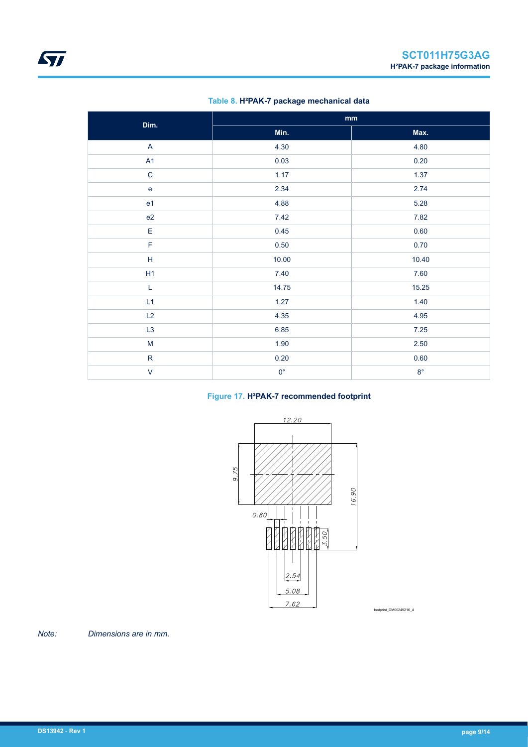Table 8. H²PAK-7 package mechanical data

| Dim. | mm | |
|---|---|---|
| | Min. | Max. |
| A | 4.30 | 4.80 |
| A1 | 0.03 | 0.20 |
| C | 1.17 | 1.37 |
| e | 2.34 | 2.74 |
| e1 | 4.88 | 5.28 |
| e2 | 7.42 | 7.82 |
| E | 0.45 | 0.60 |
| F | 0.50 | 0.70 |
| H | 10.00 | 10.40 |
| H1 | 7.40 | 7.60 |
| L | 14.75 | 15.25 |
| L1 | 1.27 | 1.40 |
| L2 | 4.35 | 4.95 |
| L3 | 6.85 | 7.25 |
| M | 1.90 | 2.50 |
| R | 0.20 | 0.60 |
| V | 0° | 8° |

Figure 17. H²PAK-7 recommended footprint

*Note: Dimensions are in mm.*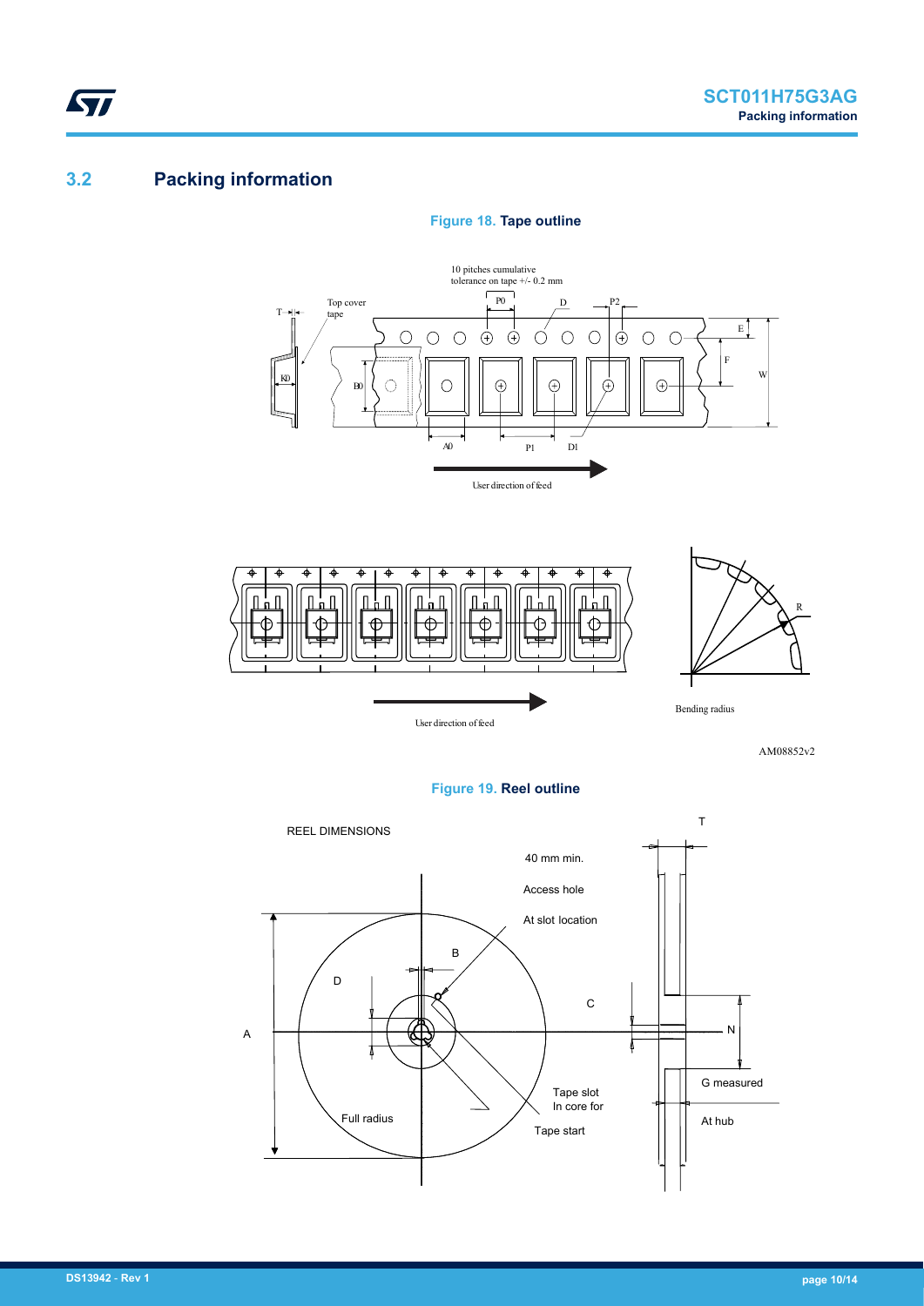## 3.2 Packing information

**Figure 18. Tape outline**

**Figure 19. Reel outline**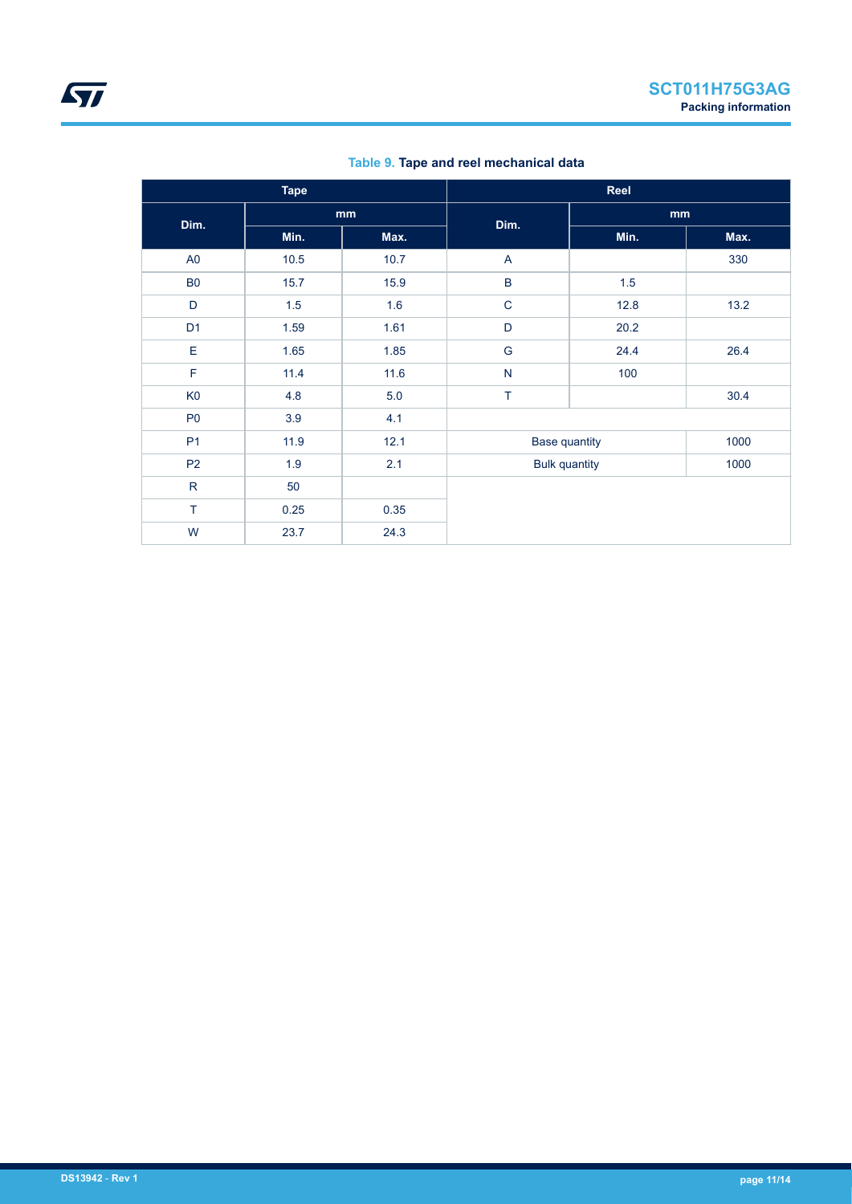Table 9. **Tape and reel mechanical data**

| Tape | | | Reel | | |
|---|---|---|---|---|---|
| Dim. | mm | | Dim. | mm | |
| | Min. | Max. | | Min. | Max. |
| A0 | 10.5 | 10.7 | A | | 330 |
| B0 | 15.7 | 15.9 | B | 1.5 | |
| D | 1.5 | 1.6 | C | 12.8 | 13.2 |
| D1 | 1.59 | 1.61 | D | 20.2 | |
| E | 1.65 | 1.85 | G | 24.4 | 26.4 |
| F | 11.4 | 11.6 | N | 100 | |
| K0 | 4.8 | 5.0 | T | | 30.4 |
| P0 | 3.9 | 4.1 | | | |
| P1 | 11.9 | 12.1 | Base quantity | | 1000 |
| P2 | 1.9 | 2.1 | Bulk quantity | | 1000 |
| R | 50 | | | | |
| T | 0.25 | 0.35 | | | |
| W | 23.7 | 24.3 | | | |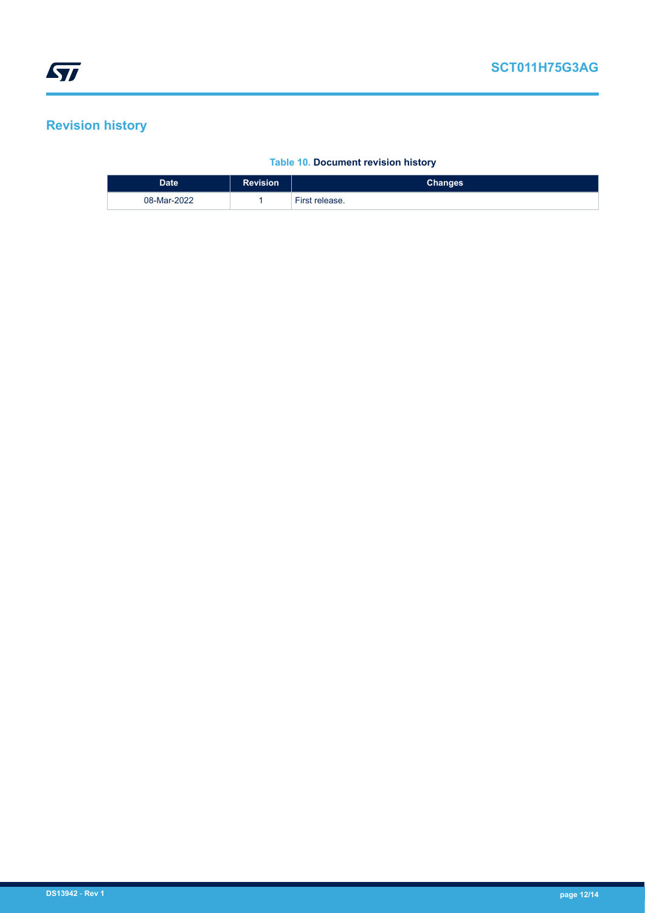## Revision history

**Table 10. Document revision history**

| Date | Revision | Changes |
| --- | --- | --- |
| 08-Mar-2022 | 1 | First release. |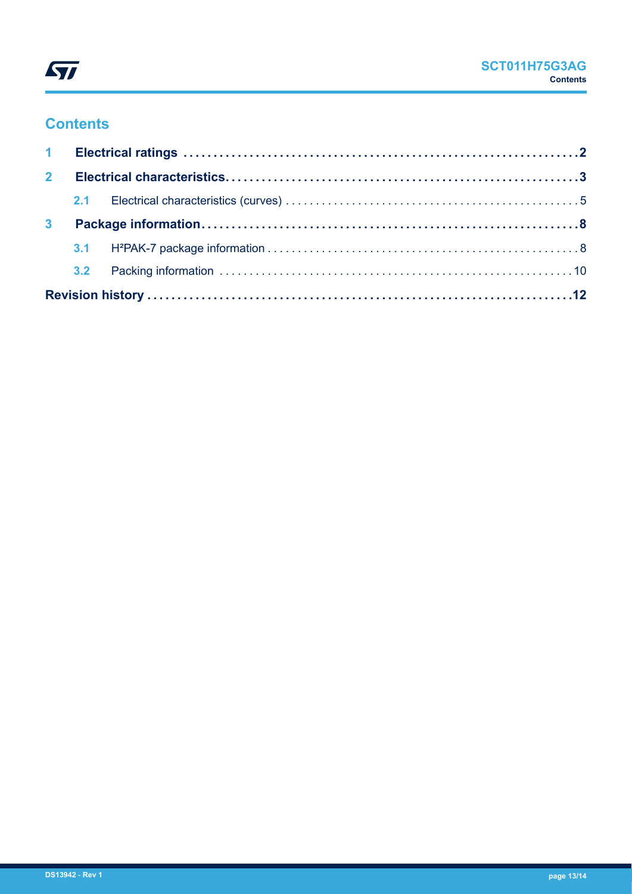# Contents

| | | |
|---|---|---|
| **1** | **Electrical ratings** | **2** |
| **2** | **Electrical characteristics** | **3** |
| 2.1 | Electrical characteristics (curves) | 5 |
| **3** | **Package information** | **8** |
| 3.1 | H²PAK-7 package information | 8 |
| 3.2 | Packing information | 10 |
| **Revision history** | | **12** |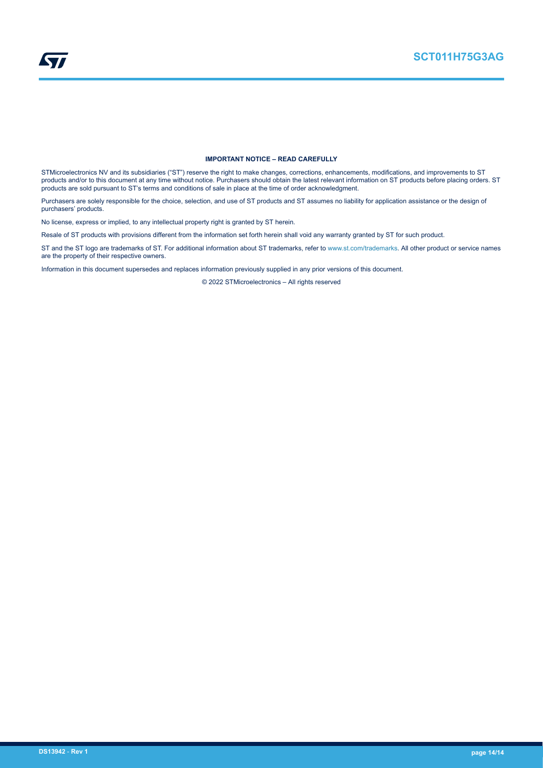**IMPORTANT NOTICE – READ CAREFULLY**

STMicroelectronics NV and its subsidiaries ("ST") reserve the right to make changes, corrections, enhancements, modifications, and improvements to ST products and/or to this document at any time without notice. Purchasers should obtain the latest relevant information on ST products before placing orders. ST products are sold pursuant to ST's terms and conditions of sale in place at the time of order acknowledgment.

Purchasers are solely responsible for the choice, selection, and use of ST products and ST assumes no liability for application assistance or the design of purchasers' products.

No license, express or implied, to any intellectual property right is granted by ST herein.

Resale of ST products with provisions different from the information set forth herein shall void any warranty granted by ST for such product.

ST and the ST logo are trademarks of ST. For additional information about ST trademarks, refer to www.st.com/trademarks. All other product or service names are the property of their respective owners.

Information in this document supersedes and replaces information previously supplied in any prior versions of this document.

© 2022 STMicroelectronics – All rights reserved